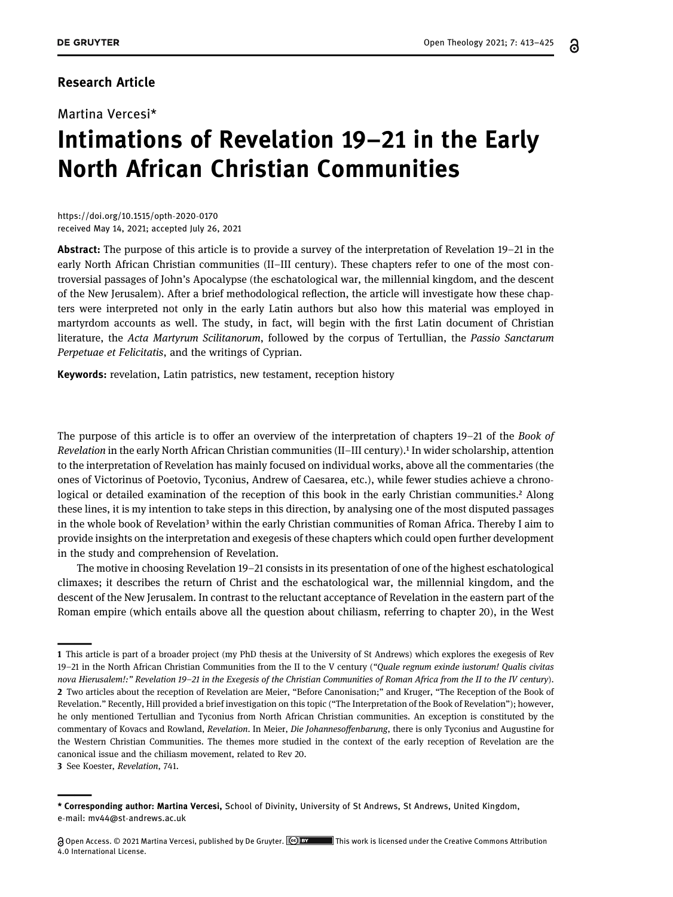**Research Article**

Martina Vercesi*

# Intimations of Revelation 19–21 in the Early North African Christian Communities

https://doi.org/10.1515/opth-2020-0170
received May 14, 2021; accepted July 26, 2021

**Abstract:** The purpose of this article is to provide a survey of the interpretation of Revelation 19–21 in the early North African Christian communities (II–III century). These chapters refer to one of the most controversial passages of John's Apocalypse (the eschatological war, the millennial kingdom, and the descent of the New Jerusalem). After a brief methodological reflection, the article will investigate how these chapters were interpreted not only in the early Latin authors but also how this material was employed in martyrdom accounts as well. The study, in fact, will begin with the first Latin document of Christian literature, the *Acta Martyrum Scilitanorum*, followed by the corpus of Tertullian, the *Passio Sanctarum Perpetuae et Felicitatis*, and the writings of Cyprian.

**Keywords:** revelation, Latin patristics, new testament, reception history

The purpose of this article is to offer an overview of the interpretation of chapters 19–21 of the *Book of Revelation* in the early North African Christian communities (II–III century).[1] In wider scholarship, attention to the interpretation of Revelation has mainly focused on individual works, above all the commentaries (the ones of Victorinus of Poetovio, Tyconius, Andrew of Caesarea, etc.), while fewer studies achieve a chronological or detailed examination of the reception of this book in the early Christian communities.[2] Along these lines, it is my intention to take steps in this direction, by analysing one of the most disputed passages in the whole book of Revelation[3] within the early Christian communities of Roman Africa. Thereby I aim to provide insights on the interpretation and exegesis of these chapters which could open further development in the study and comprehension of Revelation.

The motive in choosing Revelation 19–21 consists in its presentation of one of the highest eschatological climaxes; it describes the return of Christ and the eschatological war, the millennial kingdom, and the descent of the New Jerusalem. In contrast to the reluctant acceptance of Revelation in the eastern part of the Roman empire (which entails above all the question about chiliasm, referring to chapter 20), in the West

---

1 This article is part of a broader project (my PhD thesis at the University of St Andrews) which explores the exegesis of Rev 19–21 in the North African Christian Communities from the II to the V century ("*Quale regnum exinde iustorum! Qualis civitas nova Hierusalem!:" Revelation 19–21 in the Exegesis of the Christian Communities of Roman Africa from the II to the IV century*).

2 Two articles about the reception of Revelation are Meier, "Before Canonisation;" and Kruger, "The Reception of the Book of Revelation." Recently, Hill provided a brief investigation on this topic ("The Interpretation of the Book of Revelation"); however, he only mentioned Tertullian and Tyconius from North African Christian communities. An exception is constituted by the commentary of Kovacs and Rowland, *Revelation*. In Meier, *Die Johannesoffenbarung*, there is only Tyconius and Augustine for the Western Christian Communities. The themes more studied in the context of the early reception of Revelation are the canonical issue and the chiliasm movement, related to Rev 20.

3 See Koester, *Revelation*, 741.

---

**\* Corresponding author: Martina Vercesi,** School of Divinity, University of St Andrews, St Andrews, United Kingdom, e-mail: mv44@st-andrews.ac.uk

Open Access. © 2021 Martina Vercesi, published by De Gruyter. This work is licensed under the Creative Commons Attribution 4.0 International License.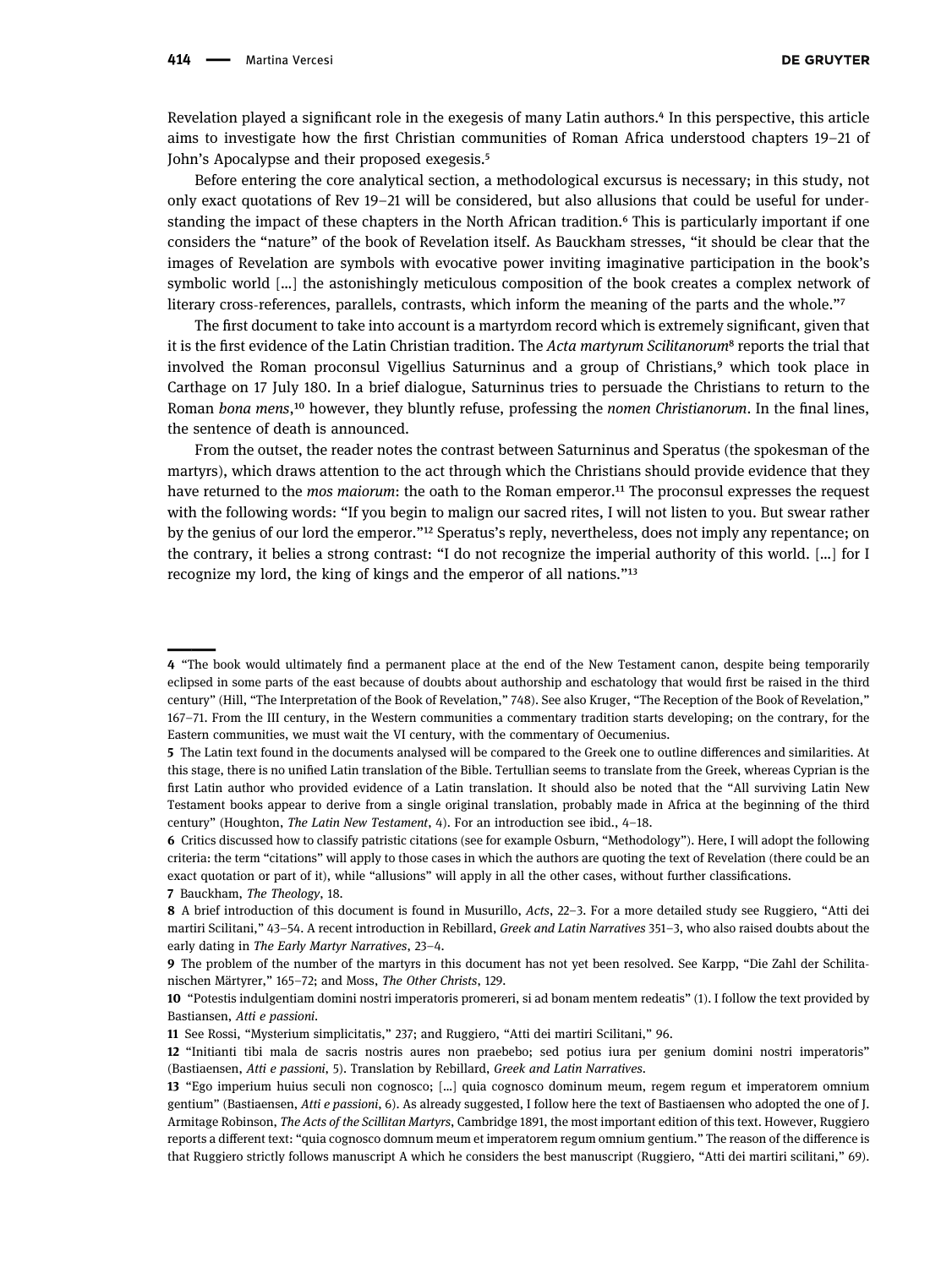Revelation played a significant role in the exegesis of many Latin authors.[4] In this perspective, this article aims to investigate how the first Christian communities of Roman Africa understood chapters 19–21 of John's Apocalypse and their proposed exegesis.[5]

Before entering the core analytical section, a methodological excursus is necessary; in this study, not only exact quotations of Rev 19–21 will be considered, but also allusions that could be useful for understanding the impact of these chapters in the North African tradition.[6] This is particularly important if one considers the "nature" of the book of Revelation itself. As Bauckham stresses, "it should be clear that the images of Revelation are symbols with evocative power inviting imaginative participation in the book's symbolic world […] the astonishingly meticulous composition of the book creates a complex network of literary cross-references, parallels, contrasts, which inform the meaning of the parts and the whole."[7]

The first document to take into account is a martyrdom record which is extremely significant, given that it is the first evidence of the Latin Christian tradition. The *Acta martyrum Scilitanorum*[8] reports the trial that involved the Roman proconsul Vigellius Saturninus and a group of Christians,[9] which took place in Carthage on 17 July 180. In a brief dialogue, Saturninus tries to persuade the Christians to return to the Roman *bona mens*,[10] however, they bluntly refuse, professing the *nomen Christianorum*. In the final lines, the sentence of death is announced.

From the outset, the reader notes the contrast between Saturninus and Speratus (the spokesman of the martyrs), which draws attention to the act through which the Christians should provide evidence that they have returned to the *mos maiorum*: the oath to the Roman emperor.[11] The proconsul expresses the request with the following words: "If you begin to malign our sacred rites, I will not listen to you. But swear rather by the genius of our lord the emperor."[12] Speratus's reply, nevertheless, does not imply any repentance; on the contrary, it belies a strong contrast: "I do not recognize the imperial authority of this world. […] for I recognize my lord, the king of kings and the emperor of all nations."[13]

---

4 "The book would ultimately find a permanent place at the end of the New Testament canon, despite being temporarily eclipsed in some parts of the east because of doubts about authorship and eschatology that would first be raised in the third century" (Hill, "The Interpretation of the Book of Revelation," 748). See also Kruger, "The Reception of the Book of Revelation," 167–71. From the III century, in the Western communities a commentary tradition starts developing; on the contrary, for the Eastern communities, we must wait the VI century, with the commentary of Oecumenius.

5 The Latin text found in the documents analysed will be compared to the Greek one to outline differences and similarities. At this stage, there is no unified Latin translation of the Bible. Tertullian seems to translate from the Greek, whereas Cyprian is the first Latin author who provided evidence of a Latin translation. It should also be noted that the "All surviving Latin New Testament books appear to derive from a single original translation, probably made in Africa at the beginning of the third century" (Houghton, *The Latin New Testament*, 4). For an introduction see ibid., 4–18.

6 Critics discussed how to classify patristic citations (see for example Osburn, "Methodology"). Here, I will adopt the following criteria: the term "citations" will apply to those cases in which the authors are quoting the text of Revelation (there could be an exact quotation or part of it), while "allusions" will apply in all the other cases, without further classifications.

7 Bauckham, *The Theology*, 18.

8 A brief introduction of this document is found in Musurillo, *Acts*, 22–3. For a more detailed study see Ruggiero, "Atti dei martiri Scilitani," 43–54. A recent introduction in Rebillard, *Greek and Latin Narratives* 351–3, who also raised doubts about the early dating in *The Early Martyr Narratives*, 23–4.

9 The problem of the number of the martyrs in this document has not yet been resolved. See Karpp, "Die Zahl der Schilitanischen Märtyrer," 165–72; and Moss, *The Other Christs*, 129.

10 "Potestis indulgentiam domini nostri imperatoris promereri, si ad bonam mentem redeatis" (1). I follow the text provided by Bastiansen, *Atti e passioni*.

11 See Rossi, "Mysterium simplicitatis," 237; and Ruggiero, "Atti dei martiri Scilitani," 96.

12 "Initianti tibi mala de sacris nostris aures non praebebo; sed potius iura per genium domini nostri imperatoris" (Bastiaensen, *Atti e passioni*, 5). Translation by Rebillard, *Greek and Latin Narratives*.

13 "Ego imperium huius seculi non cognosco; […] quia cognosco dominum meum, regem regum et imperatorem omnium gentium" (Bastiaensen, *Atti e passioni*, 6). As already suggested, I follow here the text of Bastiaensen who adopted the one of J. Armitage Robinson, *The Acts of the Scillitan Martyrs*, Cambridge 1891, the most important edition of this text. However, Ruggiero reports a different text: "quia cognosco domnum meum et imperatorem regum omnium gentium." The reason of the difference is that Ruggiero strictly follows manuscript A which he considers the best manuscript (Ruggiero, "Atti dei martiri scilitani," 69).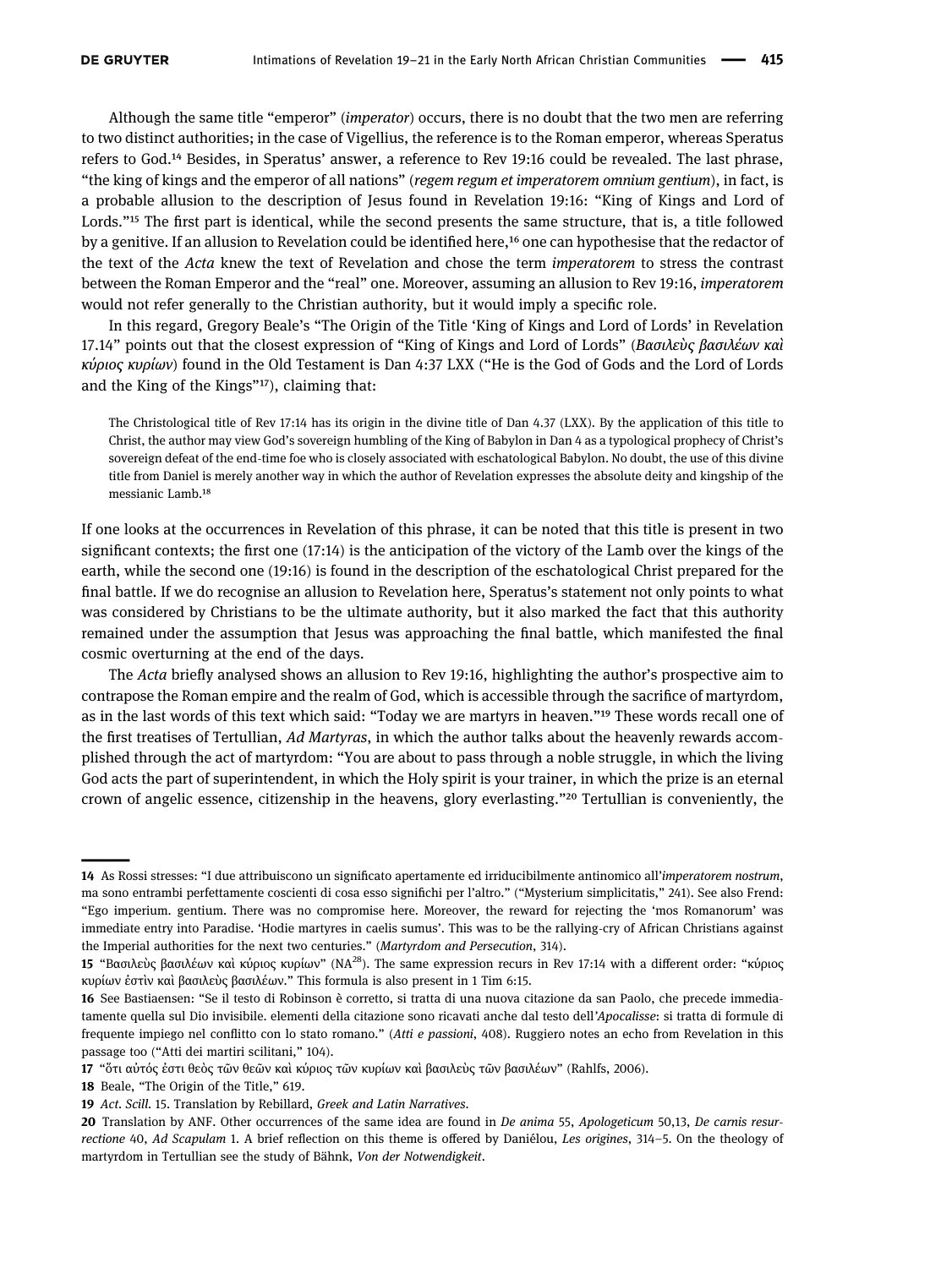Although the same title “emperor” (*imperator*) occurs, there is no doubt that the two men are referring to two distinct authorities; in the case of Vigellius, the reference is to the Roman emperor, whereas Speratus refers to God.[14] Besides, in Speratus’ answer, a reference to Rev 19:16 could be revealed. The last phrase, “the king of kings and the emperor of all nations” (*regem regum et imperatorem omnium gentium*), in fact, is a probable allusion to the description of Jesus found in Revelation 19:16: “King of Kings and Lord of Lords.”[15] The first part is identical, while the second presents the same structure, that is, a title followed by a genitive. If an allusion to Revelation could be identified here,[16] one can hypothesise that the redactor of the text of the *Acta* knew the text of Revelation and chose the term *imperatorem* to stress the contrast between the Roman Emperor and the “real” one. Moreover, assuming an allusion to Rev 19:16, *imperatorem* would not refer generally to the Christian authority, but it would imply a specific role.

In this regard, Gregory Beale’s “The Origin of the Title ‘King of Kings and Lord of Lords’ in Revelation 17.14” points out that the closest expression of “King of Kings and Lord of Lords” (*Βασιλεὺς βασιλέων καὶ κύριος κυρίων*) found in the Old Testament is Dan 4:37 LXX (“He is the God of Gods and the Lord of Lords and the King of the Kings”[17]), claiming that:

> The Christological title of Rev 17:14 has its origin in the divine title of Dan 4.37 (LXX). By the application of this title to Christ, the author may view God’s sovereign humbling of the King of Babylon in Dan 4 as a typological prophecy of Christ’s sovereign defeat of the end-time foe who is closely associated with eschatological Babylon. No doubt, the use of this divine title from Daniel is merely another way in which the author of Revelation expresses the absolute deity and kingship of the messianic Lamb.[18]

If one looks at the occurrences in Revelation of this phrase, it can be noted that this title is present in two significant contexts; the first one (17:14) is the anticipation of the victory of the Lamb over the kings of the earth, while the second one (19:16) is found in the description of the eschatological Christ prepared for the final battle. If we do recognise an allusion to Revelation here, Speratus’s statement not only points to what was considered by Christians to be the ultimate authority, but it also marked the fact that this authority remained under the assumption that Jesus was approaching the final battle, which manifested the final cosmic overturning at the end of the days.

The *Acta* briefly analysed shows an allusion to Rev 19:16, highlighting the author’s prospective aim to contrapose the Roman empire and the realm of God, which is accessible through the sacrifice of martyrdom, as in the last words of this text which said: “Today we are martyrs in heaven.”[19] These words recall one of the first treatises of Tertullian, *Ad Martyras*, in which the author talks about the heavenly rewards accomplished through the act of martyrdom: “You are about to pass through a noble struggle, in which the living God acts the part of superintendent, in which the Holy spirit is your trainer, in which the prize is an eternal crown of angelic essence, citizenship in the heavens, glory everlasting.”[20] Tertullian is conveniently, the

---

**14** As Rossi stresses: “I due attribuiscono un significato apertamente ed irriducibilmente antinomico all’*imperatorem nostrum*, ma sono entrambi perfettamente coscienti di cosa esso significhi per l’altro.” (“Mysterium simplicitatis,” 241). See also Frend: “Ego imperium. gentium. There was no compromise here. Moreover, the reward for rejecting the ‘mos Romanorum’ was immediate entry into Paradise. ‘Hodie martyres in caelis sumus’. This was to be the rallying-cry of African Christians against the Imperial authorities for the next two centuries.” (*Martyrdom and Persecution*, 314).

**15** “Βασιλεὺς βασιλέων καὶ κύριος κυρίων” (NA$^{28}$). The same expression recurs in Rev 17:14 with a different order: “κύριος κυρίων ἐστὶν καὶ βασιλεὺς βασιλέων.” This formula is also present in 1 Tim 6:15.

**16** See Bastiaensen: “Se il testo di Robinson è corretto, si tratta di una nuova citazione da san Paolo, che precede immediatamente quella sul Dio invisibile. elementi della citazione sono ricavati anche dal testo dell’*Apocalisse*: si tratta di formule di frequente impiego nel conflitto con lo stato romano.” (*Atti e passioni*, 408). Ruggiero notes an echo from Revelation in this passage too (“Atti dei martiri scilitani,” 104).

**17** “ὅτι αὐτός ἐστι θεὸς τῶν θεῶν καὶ κύριος τῶν κυρίων καὶ βασιλεὺς τῶν βασιλέων” (Rahlfs, 2006).

**18** Beale, “The Origin of the Title,” 619.

**19** *Act. Scill.* 15. Translation by Rebillard, *Greek and Latin Narratives*.

**20** Translation by ANF. Other occurrences of the same idea are found in *De anima* 55, *Apologeticum* 50,13, *De carnis resurrectione* 40, *Ad Scapulam* 1. A brief reflection on this theme is offered by Daniélou, *Les origines*, 314–5. On the theology of martyrdom in Tertullian see the study of Bähnk, *Von der Notwendigkeit*.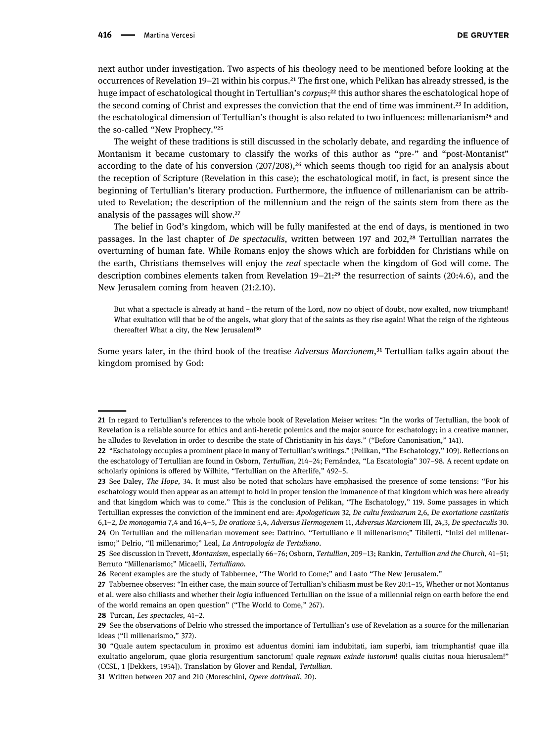next author under investigation. Two aspects of his theology need to be mentioned before looking at the occurrences of Revelation 19–21 within his corpus.[21] The first one, which Pelikan has already stressed, is the huge impact of eschatological thought in Tertullian's *corpus*;[22] this author shares the eschatological hope of the second coming of Christ and expresses the conviction that the end of time was imminent.[23] In addition, the eschatological dimension of Tertullian's thought is also related to two influences: millenarianism[24] and the so-called "New Prophecy."[25]

The weight of these traditions is still discussed in the scholarly debate, and regarding the influence of Montanism it became customary to classify the works of this author as "pre-" and "post-Montanist" according to the date of his conversion (207/208),[26] which seems though too rigid for an analysis about the reception of Scripture (Revelation in this case); the eschatological motif, in fact, is present since the beginning of Tertullian's literary production. Furthermore, the influence of millenarianism can be attributed to Revelation; the description of the millennium and the reign of the saints stem from there as the analysis of the passages will show.[27]

The belief in God's kingdom, which will be fully manifested at the end of days, is mentioned in two passages. In the last chapter of *De spectaculis*, written between 197 and 202,[28] Tertullian narrates the overturning of human fate. While Romans enjoy the shows which are forbidden for Christians while on the earth, Christians themselves will enjoy the *real* spectacle when the kingdom of God will come. The description combines elements taken from Revelation 19–21:[29] the resurrection of saints (20:4.6), and the New Jerusalem coming from heaven (21:2.10).

> But what a spectacle is already at hand – the return of the Lord, now no object of doubt, now exalted, now triumphant! What exultation will that be of the angels, what glory that of the saints as they rise again! What the reign of the righteous thereafter! What a city, the New Jerusalem![30]

Some years later, in the third book of the treatise *Adversus Marcionem*,[31] Tertullian talks again about the kingdom promised by God:

---

21 In regard to Tertullian's references to the whole book of Revelation Meiser writes: "In the works of Tertullian, the book of Revelation is a reliable source for ethics and anti-heretic polemics and the major source for eschatology; in a creative manner, he alludes to Revelation in order to describe the state of Christianity in his days." ("Before Canonisation," 141).

22 "Eschatology occupies a prominent place in many of Tertullian's writings." (Pelikan, "The Eschatology," 109). Reflections on the eschatology of Tertullian are found in Osborn, *Tertullian*, 214–24; Fernández, "La Escatología" 307–98. A recent update on scholarly opinions is offered by Wilhite, "Tertullian on the Afterlife," 492–5.

23 See Daley, *The Hope*, 34. It must also be noted that scholars have emphasised the presence of some tensions: "For his eschatology would then appear as an attempt to hold in proper tension the immanence of that kingdom which was here already and that kingdom which was to come." This is the conclusion of Pelikan, "The Eschatology," 119. Some passages in which Tertullian expresses the conviction of the imminent end are: *Apologeticum* 32, *De cultu feminarum* 2,6, *De exortatione castitatis* 6,1–2, *De monogamia* 7,4 and 16,4–5, *De oratione* 5,4, *Adversus Hermogenem* 11, *Adversus Marcionem* III, 24,3, *De spectaculis* 30.

24 On Tertullian and the millenarian movement see: Dattrino, "Tertulliano e il millenarismo;" Tibiletti, "Inizi del millenarismo;" Delrio, "Il millenarimo;" Leal, *La Antropología de Tertuliano*.

25 See discussion in Trevett, *Montanism*, especially 66–76; Osborn, *Tertullian*, 209–13; Rankin, *Tertullian and the Church*, 41–51; Berruto "Millenarismo;" Micaelli, *Tertulliano*.

26 Recent examples are the study of Tabbernee, "The World to Come;" and Laato "The New Jerusalem."

27 Tabbernee observes: "In either case, the main source of Tertullian's chiliasm must be Rev 20:1–15, Whether or not Montanus et al. were also chiliasts and whether their *logia* influenced Tertullian on the issue of a millennial reign on earth before the end of the world remains an open question" ("The World to Come," 267).

28 Turcan, *Les spectacles*, 41–2.

29 See the observations of Delrio who stressed the importance of Tertullian's use of Revelation as a source for the millenarian ideas ("Il millenarismo," 372).

30 "Quale autem spectaculum in proximo est aduentus domini iam indubitati, iam superbi, iam triumphantis! quae illa exultatio angelorum, quae gloria resurgentium sanctorum! quale *regnum exinde iustorum*! qualis ciuitas noua hierusalem!" (CCSL, 1 [Dekkers, 1954]). Translation by Glover and Rendal, *Tertullian*.

31 Written between 207 and 210 (Moreschini, *Opere dottrinali*, 20).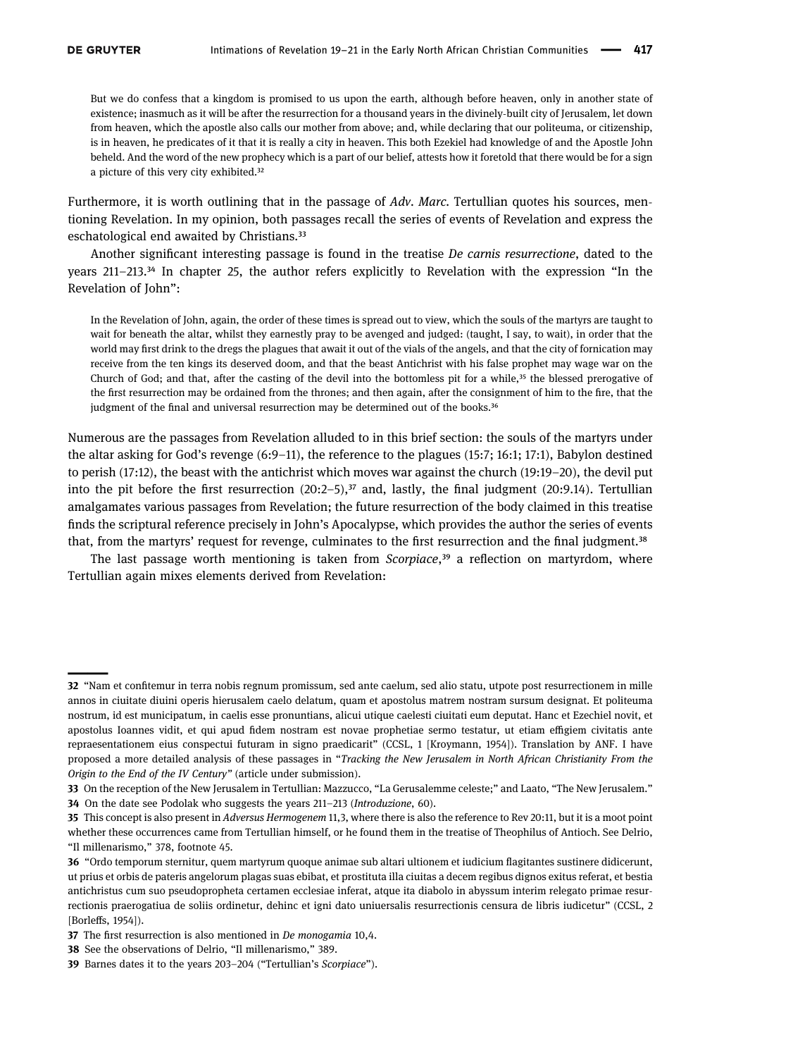> But we do confess that a kingdom is promised to us upon the earth, although before heaven, only in another state of existence; inasmuch as it will be after the resurrection for a thousand years in the divinely-built city of Jerusalem, let down from heaven, which the apostle also calls our mother from above; and, while declaring that our politeuma, or citizenship, is in heaven, he predicates of it that it is really a city in heaven. This both Ezekiel had knowledge of and the Apostle John beheld. And the word of the new prophecy which is a part of our belief, attests how it foretold that there would be for a sign a picture of this very city exhibited.[32]

Furthermore, it is worth outlining that in the passage of *Adv. Marc.* Tertullian quotes his sources, mentioning Revelation. In my opinion, both passages recall the series of events of Revelation and express the eschatological end awaited by Christians.[33]

Another significant interesting passage is found in the treatise *De carnis resurrectione*, dated to the years 211–213.[34] In chapter 25, the author refers explicitly to Revelation with the expression "In the Revelation of John":

> In the Revelation of John, again, the order of these times is spread out to view, which the souls of the martyrs are taught to wait for beneath the altar, whilst they earnestly pray to be avenged and judged: (taught, I say, to wait), in order that the world may first drink to the dregs the plagues that await it out of the vials of the angels, and that the city of fornication may receive from the ten kings its deserved doom, and that the beast Antichrist with his false prophet may wage war on the Church of God; and that, after the casting of the devil into the bottomless pit for a while,[35] the blessed prerogative of the first resurrection may be ordained from the thrones; and then again, after the consignment of him to the fire, that the judgment of the final and universal resurrection may be determined out of the books.[36]

Numerous are the passages from Revelation alluded to in this brief section: the souls of the martyrs under the altar asking for God's revenge (6:9–11), the reference to the plagues (15:7; 16:1; 17:1), Babylon destined to perish (17:12), the beast with the antichrist which moves war against the church (19:19–20), the devil put into the pit before the first resurrection (20:2–5),[37] and, lastly, the final judgment (20:9.14). Tertullian amalgamates various passages from Revelation; the future resurrection of the body claimed in this treatise finds the scriptural reference precisely in John's Apocalypse, which provides the author the series of events that, from the martyrs' request for revenge, culminates to the first resurrection and the final judgment.[38]

The last passage worth mentioning is taken from *Scorpiace*,[39] a reflection on martyrdom, where Tertullian again mixes elements derived from Revelation:

---

32 "Nam et confitemur in terra nobis regnum promissum, sed ante caelum, sed alio statu, utpote post resurrectionem in mille annos in ciuitate diuini operis hierusalem caelo delatum, quam et apostolus matrem nostram sursum designat. Et politeuma nostrum, id est municipatum, in caelis esse pronuntians, alicui utique caelesti ciuitati eum deputat. Hanc et Ezechiel novit, et apostolus Ioannes vidit, et qui apud fidem nostram est novae prophetiae sermo testatur, ut etiam effigiem civitatis ante repraesentationem eius conspectui futuram in signo praedicarit" (CCSL, 1 [Kroymann, 1954]). Translation by ANF. I have proposed a more detailed analysis of these passages in "*Tracking the New Jerusalem in North African Christianity From the Origin to the End of the IV Century*" (article under submission).

33 On the reception of the New Jerusalem in Tertullian: Mazzucco, "La Gerusalemme celeste;" and Laato, "The New Jerusalem."

34 On the date see Podolak who suggests the years 211–213 (*Introduzione*, 60).

35 This concept is also present in *Adversus Hermogenem* 11,3, where there is also the reference to Rev 20:11, but it is a moot point whether these occurrences came from Tertullian himself, or he found them in the treatise of Theophilus of Antioch. See Delrio, "Il millenarismo," 378, footnote 45.

36 "Ordo temporum sternitur, quem martyrum quoque animae sub altari ultionem et iudicium flagitantes sustinere didicerunt, ut prius et orbis de pateris angelorum plagas suas ebibat, et prostituta illa ciuitas a decem regibus dignos exitus referat, et bestia antichristus cum suo pseudopropheta certamen ecclesiae inferat, atque ita diabolo in abyssum interim relegato primae resurrectionis praerogatiua de soliis ordinetur, dehinc et igni dato uniuersalis resurrectionis censura de libris iudicetur" (CCSL, 2 [Borleffs, 1954]).

37 The first resurrection is also mentioned in *De monogamia* 10,4.

38 See the observations of Delrio, "Il millenarismo," 389.

39 Barnes dates it to the years 203–204 ("Tertullian's *Scorpiace*").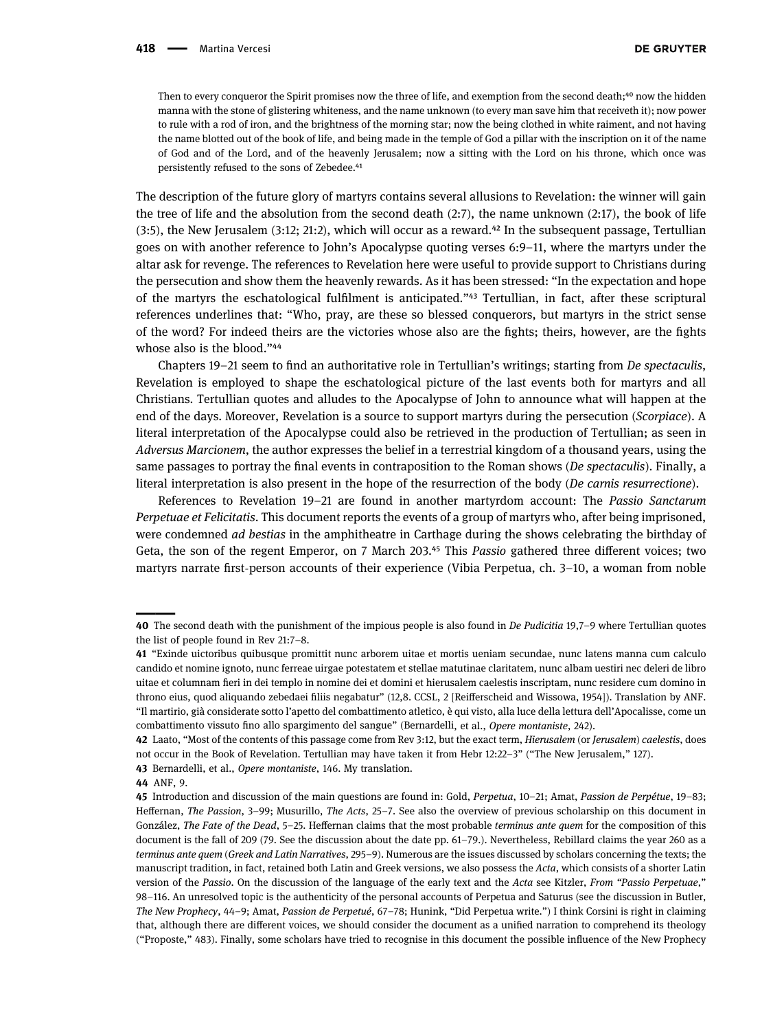> Then to every conqueror the Spirit promises now the three of life, and exemption from the second death;[40] now the hidden manna with the stone of glistering whiteness, and the name unknown (to every man save him that receiveth it); now power to rule with a rod of iron, and the brightness of the morning star; now the being clothed in white raiment, and not having the name blotted out of the book of life, and being made in the temple of God a pillar with the inscription on it of the name of God and of the Lord, and of the heavenly Jerusalem; now a sitting with the Lord on his throne, which once was persistently refused to the sons of Zebedee.[41]

The description of the future glory of martyrs contains several allusions to Revelation: the winner will gain the tree of life and the absolution from the second death (2:7), the name unknown (2:17), the book of life (3:5), the New Jerusalem (3:12; 21:2), which will occur as a reward.[42] In the subsequent passage, Tertullian goes on with another reference to John's Apocalypse quoting verses 6:9–11, where the martyrs under the altar ask for revenge. The references to Revelation here were useful to provide support to Christians during the persecution and show them the heavenly rewards. As it has been stressed: "In the expectation and hope of the martyrs the eschatological fulfilment is anticipated."[43] Tertullian, in fact, after these scriptural references underlines that: "Who, pray, are these so blessed conquerors, but martyrs in the strict sense of the word? For indeed theirs are the victories whose also are the fights; theirs, however, are the fights whose also is the blood."[44]

Chapters 19–21 seem to find an authoritative role in Tertullian's writings; starting from *De spectaculis*, Revelation is employed to shape the eschatological picture of the last events both for martyrs and all Christians. Tertullian quotes and alludes to the Apocalypse of John to announce what will happen at the end of the days. Moreover, Revelation is a source to support martyrs during the persecution (*Scorpiace*). A literal interpretation of the Apocalypse could also be retrieved in the production of Tertullian; as seen in *Adversus Marcionem*, the author expresses the belief in a terrestrial kingdom of a thousand years, using the same passages to portray the final events in contraposition to the Roman shows (*De spectaculis*). Finally, a literal interpretation is also present in the hope of the resurrection of the body (*De carnis resurrectione*).

References to Revelation 19–21 are found in another martyrdom account: The *Passio Sanctarum Perpetuae et Felicitatis*. This document reports the events of a group of martyrs who, after being imprisoned, were condemned *ad bestias* in the amphitheatre in Carthage during the shows celebrating the birthday of Geta, the son of the regent Emperor, on 7 March 203.[45] This *Passio* gathered three different voices; two martyrs narrate first-person accounts of their experience (Vibia Perpetua, ch. 3–10, a woman from noble

---

40 The second death with the punishment of the impious people is also found in *De Pudicitia* 19,7–9 where Tertullian quotes the list of people found in Rev 21:7–8.

41 "Exinde uictoribus quibusque promittit nunc arborem uitae et mortis ueniam secundae, nunc latens manna cum calculo candido et nomine ignoto, nunc ferreae uirgae potestatem et stellae matutinae claritatem, nunc albam uestiri nec deleri de libro uitae et columnam fieri in dei templo in nomine dei et domini et hierusalem caelestis inscriptam, nunc residere cum domino in throno eius, quod aliquando zebedaei filiis negabatur" (12,8. CCSL, 2 [Reifferscheid and Wissowa, 1954]). Translation by ANF. "Il martirio, già considerate sotto l'apetto del combattimento atletico, è qui visto, alla luce della lettura dell'Apocalisse, come un combattimento vissuto fino allo spargimento del sangue" (Bernardelli, et al., *Opere montaniste*, 242).

42 Laato, "Most of the contents of this passage come from Rev 3:12, but the exact term, *Hierusalem* (or *Jerusalem*) *caelestis*, does not occur in the Book of Revelation. Tertullian may have taken it from Hebr 12:22–3" ("The New Jerusalem," 127).

43 Bernardelli, et al., *Opere montaniste*, 146. My translation.

44 ANF, 9.

45 Introduction and discussion of the main questions are found in: Gold, *Perpetua*, 10–21; Amat, *Passion de Perpétue*, 19–83; Heffernan, *The Passion*, 3–99; Musurillo, *The Acts*, 25–7. See also the overview of previous scholarship on this document in González, *The Fate of the Dead*, 5–25. Heffernan claims that the most probable *terminus ante quem* for the composition of this document is the fall of 209 (79. See the discussion about the date pp. 61–79.). Nevertheless, Rebillard claims the year 260 as a *terminus ante quem* (*Greek and Latin Narratives*, 295–9). Numerous are the issues discussed by scholars concerning the texts; the manuscript tradition, in fact, retained both Latin and Greek versions, we also possess the *Acta*, which consists of a shorter Latin version of the *Passio*. On the discussion of the language of the early text and the *Acta* see Kitzler, *From "Passio Perpetuae,"* 98–116. An unresolved topic is the authenticity of the personal accounts of Perpetua and Saturus (see the discussion in Butler, *The New Prophecy*, 44–9; Amat, *Passion de Perpetué*, 67–78; Hunink, "Did Perpetua write.") I think Corsini is right in claiming that, although there are different voices, we should consider the document as a unified narration to comprehend its theology ("Proposte," 483). Finally, some scholars have tried to recognise in this document the possible influence of the New Prophecy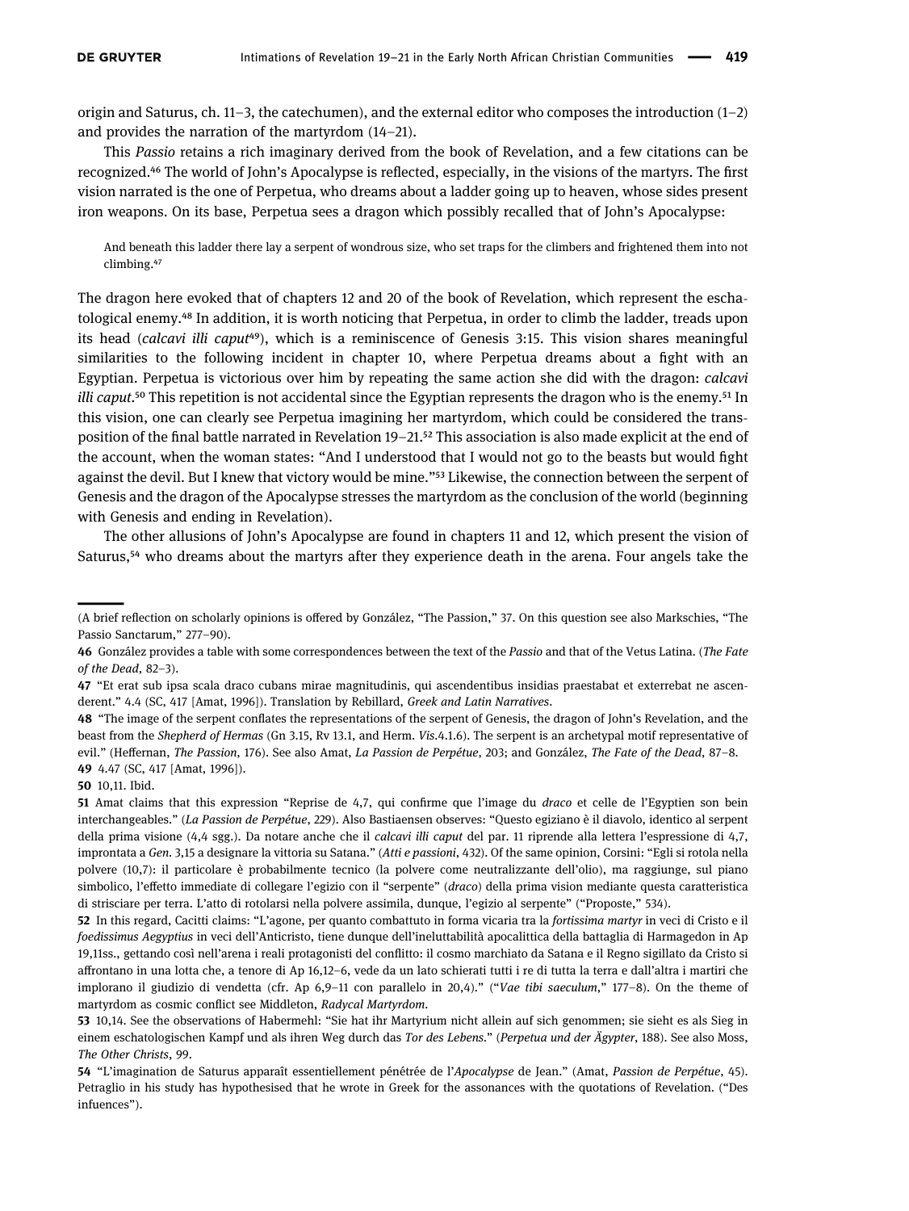origin and Saturus, ch. 11–3, the catechumen), and the external editor who composes the introduction (1–2) and provides the narration of the martyrdom (14–21).

This *Passio* retains a rich imaginary derived from the book of Revelation, and a few citations can be recognized.[46] The world of John's Apocalypse is reflected, especially, in the visions of the martyrs. The first vision narrated is the one of Perpetua, who dreams about a ladder going up to heaven, whose sides present iron weapons. On its base, Perpetua sees a dragon which possibly recalled that of John's Apocalypse:

> And beneath this ladder there lay a serpent of wondrous size, who set traps for the climbers and frightened them into not climbing.[47]

The dragon here evoked that of chapters 12 and 20 of the book of Revelation, which represent the eschatological enemy.[48] In addition, it is worth noticing that Perpetua, in order to climb the ladder, treads upon its head (*calcavi illi caput*[49]), which is a reminiscence of Genesis 3:15. This vision shares meaningful similarities to the following incident in chapter 10, where Perpetua dreams about a fight with an Egyptian. Perpetua is victorious over him by repeating the same action she did with the dragon: *calcavi illi caput*.[50] This repetition is not accidental since the Egyptian represents the dragon who is the enemy.[51] In this vision, one can clearly see Perpetua imagining her martyrdom, which could be considered the transposition of the final battle narrated in Revelation 19–21.[52] This association is also made explicit at the end of the account, when the woman states: "And I understood that I would not go to the beasts but would fight against the devil. But I knew that victory would be mine."[53] Likewise, the connection between the serpent of Genesis and the dragon of the Apocalypse stresses the martyrdom as the conclusion of the world (beginning with Genesis and ending in Revelation).

The other allusions of John's Apocalypse are found in chapters 11 and 12, which present the vision of Saturus,[54] who dreams about the martyrs after they experience death in the arena. Four angels take the

---

(A brief reflection on scholarly opinions is offered by González, "The Passion," 37. On this question see also Markschies, "The Passio Sanctarum," 277–90).

46 González provides a table with some correspondences between the text of the *Passio* and that of the Vetus Latina. (*The Fate of the Dead*, 82–3).

47 "Et erat sub ipsa scala draco cubans mirae magnitudinis, qui ascendentibus insidias praestabat et exterrebat ne ascenderent." 4.4 (SC, 417 [Amat, 1996]). Translation by Rebillard, *Greek and Latin Narratives*.

48 "The image of the serpent conflates the representations of the serpent of Genesis, the dragon of John's Revelation, and the beast from the *Shepherd of Hermas* (Gn 3.15, Rv 13.1, and Herm. *Vis*.4.1.6). The serpent is an archetypal motif representative of evil." (Heffernan, *The Passion*, 176). See also Amat, *La Passion de Perpétue*, 203; and González, *The Fate of the Dead*, 87–8.

49 4.47 (SC, 417 [Amat, 1996]).

50 10,11. Ibid.

51 Amat claims that this expression "Reprise de 4,7, qui confirme que l'image du *draco* et celle de l'Egyptien son bein interchangeables." (*La Passion de Perpétue*, 229). Also Bastiaensen observes: "Questo egiziano è il diavolo, identico al serpent della prima visione (4,4 sgg.). Da notare anche che il *calcavi illi caput* del par. 11 riprende alla lettera l'espressione di 4,7, improntata a *Gen*. 3,15 a designare la vittoria su Satana." (*Atti e passioni*, 432). Of the same opinion, Corsini: "Egli si rotola nella polvere (10,7): il particolare è probabilmente tecnico (la polvere come neutralizzante dell'olio), ma raggiunge, sul piano simbolico, l'effetto immediate di collegare l'egizio con il "serpente" (*draco*) della prima vision mediante questa caratteristica di strisciare per terra. L'atto di rotolarsi nella polvere assimila, dunque, l'egizio al serpente" ("Proposte," 534).

52 In this regard, Cacitti claims: "L'agone, per quanto combattuto in forma vicaria tra la *fortissima martyr* in veci di Cristo e il *foedissimus Aegyptius* in veci dell'Anticristo, tiene dunque dell'ineluttabilità apocalittica della battaglia di Harmagedon in Ap 19,11ss., gettando così nell'arena i reali protagonisti del conflitto: il cosmo marchiato da Satana e il Regno sigillato da Cristo si affrontano in una lotta che, a tenore di Ap 16,12–6, vede da un lato schierati tutti i re di tutta la terra e dall'altra i martiri che implorano il giudizio di vendetta (cfr. Ap 6,9–11 con parallelo in 20,4)." ("*Vae tibi saeculum*," 177–8). On the theme of martyrdom as cosmic conflict see Middleton, *Radycal Martyrdom*.

53 10,14. See the observations of Habermehl: "Sie hat ihr Martyrium nicht allein auf sich genommen; sie sieht es als Sieg in einem eschatologischen Kampf und als ihren Weg durch das *Tor des Lebens*." (*Perpetua und der Ägypter*, 188). See also Moss, *The Other Christs*, 99.

54 "L'imagination de Saturus apparaît essentiellement pénétrée de l'*Apocalypse* de Jean." (Amat, *Passion de Perpétue*, 45). Petraglio in his study has hypothesised that he wrote in Greek for the assonances with the quotations of Revelation. ("Des infuences").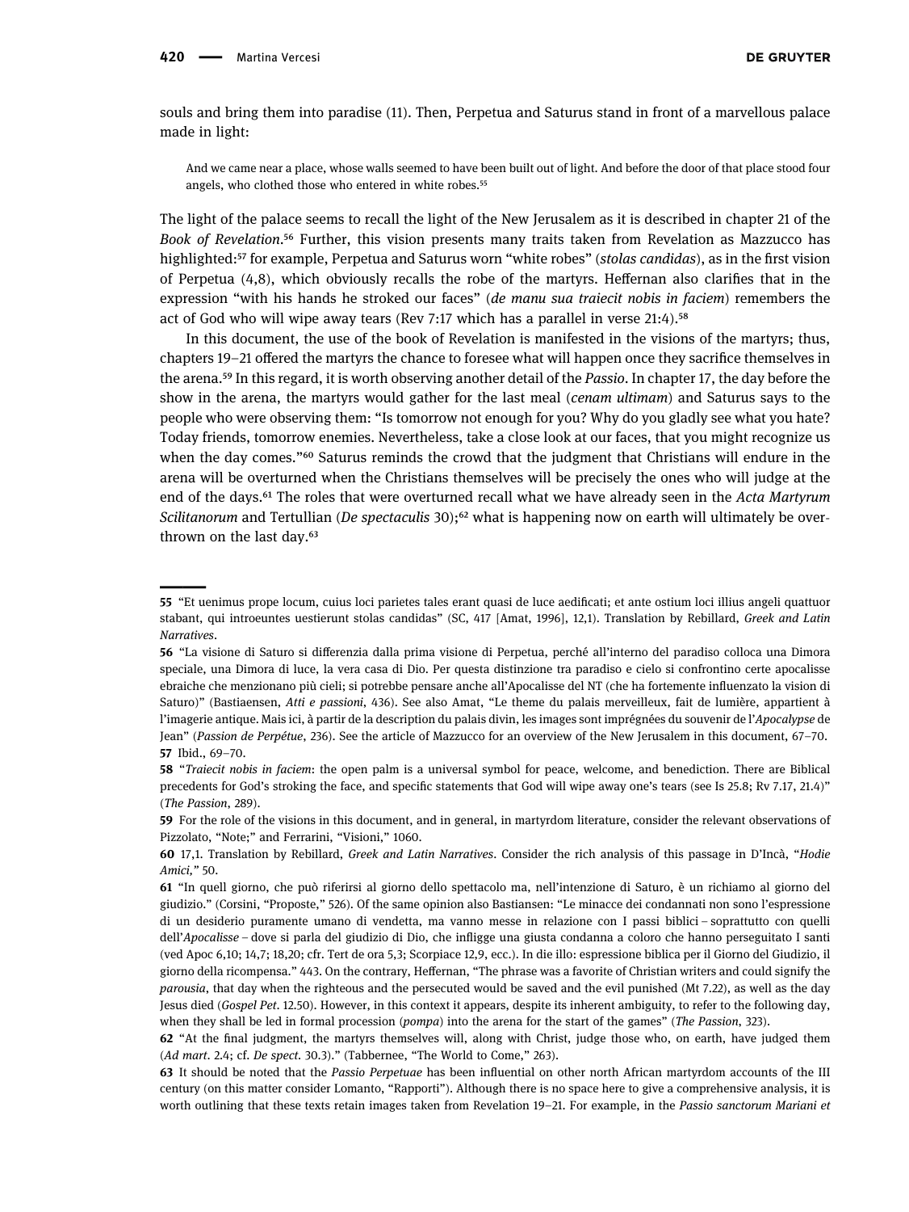souls and bring them into paradise (11). Then, Perpetua and Saturus stand in front of a marvellous palace made in light:

> And we came near a place, whose walls seemed to have been built out of light. And before the door of that place stood four angels, who clothed those who entered in white robes.[55]

The light of the palace seems to recall the light of the New Jerusalem as it is described in chapter 21 of the *Book of Revelation*.[56] Further, this vision presents many traits taken from Revelation as Mazzucco has highlighted:[57] for example, Perpetua and Saturus worn "white robes" (*stolas candidas*), as in the first vision of Perpetua (4,8), which obviously recalls the robe of the martyrs. Heffernan also clarifies that in the expression "with his hands he stroked our faces" (*de manu sua traiecit nobis in faciem*) remembers the act of God who will wipe away tears (Rev 7:17 which has a parallel in verse 21:4).[58]

In this document, the use of the book of Revelation is manifested in the visions of the martyrs; thus, chapters 19–21 offered the martyrs the chance to foresee what will happen once they sacrifice themselves in the arena.[59] In this regard, it is worth observing another detail of the *Passio*. In chapter 17, the day before the show in the arena, the martyrs would gather for the last meal (*cenam ultimam*) and Saturus says to the people who were observing them: "Is tomorrow not enough for you? Why do you gladly see what you hate? Today friends, tomorrow enemies. Nevertheless, take a close look at our faces, that you might recognize us when the day comes."[60] Saturus reminds the crowd that the judgment that Christians will endure in the arena will be overturned when the Christians themselves will be precisely the ones who will judge at the end of the days.[61] The roles that were overturned recall what we have already seen in the *Acta Martyrum Scilitanorum* and Tertullian (*De spectaculis* 30);[62] what is happening now on earth will ultimately be overthrown on the last day.[63]

---

55 "Et uenimus prope locum, cuius loci parietes tales erant quasi de luce aedificati; et ante ostium loci illius angeli quattuor stabant, qui introeuntes uestierunt stolas candidas" (SC, 417 [Amat, 1996], 12,1). Translation by Rebillard, *Greek and Latin Narratives*.

56 "La visione di Saturo si differenzia dalla prima visione di Perpetua, perché all'interno del paradiso colloca una Dimora speciale, una Dimora di luce, la vera casa di Dio. Per questa distinzione tra paradiso e cielo si confrontino certe apocalisse ebraiche che menzionano più cieli; si potrebbe pensare anche all'Apocalisse del NT (che ha fortemente influenzato la vision di Saturo)" (Bastiaensen, *Atti e passioni*, 436). See also Amat, "Le theme du palais merveilleux, fait de lumière, appartient à l'imagerie antique. Mais ici, à partir de la description du palais divin, les images sont imprégnées du souvenir de l'*Apocalypse* de Jean" (*Passion de Perpétue*, 236). See the article of Mazzucco for an overview of the New Jerusalem in this document, 67–70.

57 Ibid., 69–70.

58 "*Traiecit nobis in faciem*: the open palm is a universal symbol for peace, welcome, and benediction. There are Biblical precedents for God's stroking the face, and specific statements that God will wipe away one's tears (see Is 25.8; Rv 7.17, 21.4)" (*The Passion*, 289).

59 For the role of the visions in this document, and in general, in martyrdom literature, consider the relevant observations of Pizzolato, "Note;" and Ferrarini, "Visioni," 1060.

60 17,1. Translation by Rebillard, *Greek and Latin Narratives*. Consider the rich analysis of this passage in D'Incà, "*Hodie Amici,*" 50.

61 "In quell giorno, che può riferirsi al giorno dello spettacolo ma, nell'intenzione di Saturo, è un richiamo al giorno del giudizio." (Corsini, "Proposte," 526). Of the same opinion also Bastiansen: "Le minacce dei condannati non sono l'espressione di un desiderio puramente umano di vendetta, ma vanno messe in relazione con I passi biblici – soprattutto con quelli dell'*Apocalisse* – dove si parla del giudizio di Dio, che infligge una giusta condanna a coloro che hanno perseguitato I santi (ved Apoc 6,10; 14,7; 18,20; cfr. Tert de ora 5,3; Scorpiace 12,9, ecc.). In die illo: espressione biblica per il Giorno del Giudizio, il giorno della ricompensa." 443. On the contrary, Heffernan, "The phrase was a favorite of Christian writers and could signify the *parousia*, that day when the righteous and the persecuted would be saved and the evil punished (Mt 7.22), as well as the day Jesus died (*Gospel Pet*. 12.50). However, in this context it appears, despite its inherent ambiguity, to refer to the following day, when they shall be led in formal procession (*pompa*) into the arena for the start of the games" (*The Passion*, 323).

62 "At the final judgment, the martyrs themselves will, along with Christ, judge those who, on earth, have judged them (*Ad mart*. 2.4; cf. *De spect*. 30.3)." (Tabbernee, "The World to Come," 263).

63 It should be noted that the *Passio Perpetuae* has been influential on other north African martyrdom accounts of the III century (on this matter consider Lomanto, "Rapporti"). Although there is no space here to give a comprehensive analysis, it is worth outlining that these texts retain images taken from Revelation 19–21. For example, in the *Passio sanctorum Mariani et*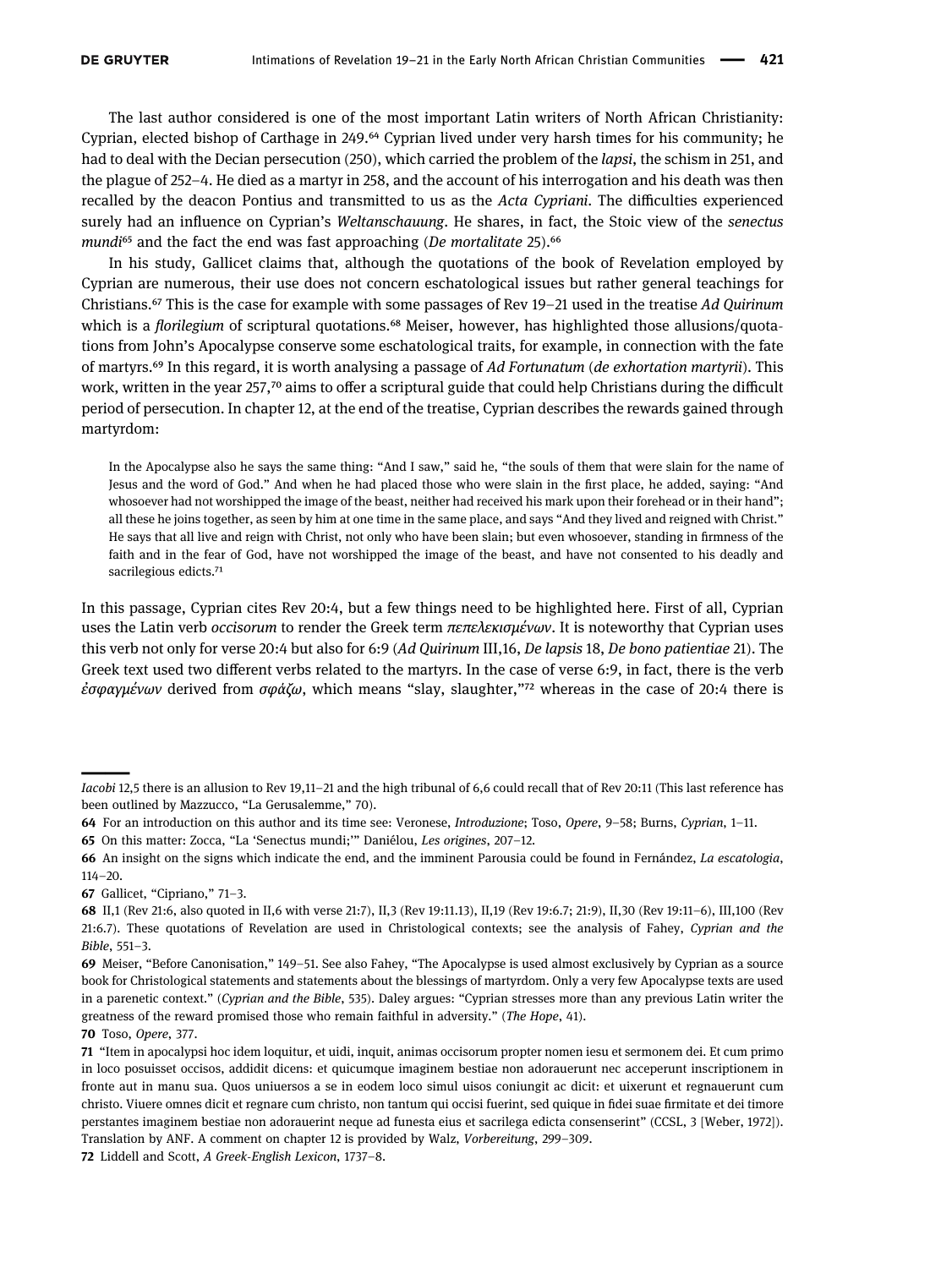The last author considered is one of the most important Latin writers of North African Christianity: Cyprian, elected bishop of Carthage in 249.[64] Cyprian lived under very harsh times for his community; he had to deal with the Decian persecution (250), which carried the problem of the *lapsi*, the schism in 251, and the plague of 252–4. He died as a martyr in 258, and the account of his interrogation and his death was then recalled by the deacon Pontius and transmitted to us as the *Acta Cypriani*. The difficulties experienced surely had an influence on Cyprian's *Weltanschauung*. He shares, in fact, the Stoic view of the *senectus mundi*[65] and the fact the end was fast approaching (*De mortalitate* 25).[66]

In his study, Gallicet claims that, although the quotations of the book of Revelation employed by Cyprian are numerous, their use does not concern eschatological issues but rather general teachings for Christians.[67] This is the case for example with some passages of Rev 19–21 used in the treatise *Ad Quirinum* which is a *florilegium* of scriptural quotations.[68] Meiser, however, has highlighted those allusions/quotations from John's Apocalypse conserve some eschatological traits, for example, in connection with the fate of martyrs.[69] In this regard, it is worth analysing a passage of *Ad Fortunatum* (*de exhortation martyrii*). This work, written in the year 257,[70] aims to offer a scriptural guide that could help Christians during the difficult period of persecution. In chapter 12, at the end of the treatise, Cyprian describes the rewards gained through martyrdom:

> In the Apocalypse also he says the same thing: "And I saw," said he, "the souls of them that were slain for the name of Jesus and the word of God." And when he had placed those who were slain in the first place, he added, saying: "And whosoever had not worshipped the image of the beast, neither had received his mark upon their forehead or in their hand"; all these he joins together, as seen by him at one time in the same place, and says "And they lived and reigned with Christ." He says that all live and reign with Christ, not only who have been slain; but even whosoever, standing in firmness of the faith and in the fear of God, have not worshipped the image of the beast, and have not consented to his deadly and sacrilegious edicts.[71]

In this passage, Cyprian cites Rev 20:4, but a few things need to be highlighted here. First of all, Cyprian uses the Latin verb *occisorum* to render the Greek term *πεπελεκισμένων*. It is noteworthy that Cyprian uses this verb not only for verse 20:4 but also for 6:9 (*Ad Quirinum* III,16, *De lapsis* 18, *De bono patientiae* 21). The Greek text used two different verbs related to the martyrs. In the case of verse 6:9, in fact, there is the verb *ἐσφαγμένων* derived from *σφάζω*, which means "slay, slaughter,"[72] whereas in the case of 20:4 there is

---

*Iacobi* 12,5 there is an allusion to Rev 19,11–21 and the high tribunal of 6,6 could recall that of Rev 20:11 (This last reference has been outlined by Mazzucco, "La Gerusalemme," 70).

64 For an introduction on this author and its time see: Veronese, *Introduzione*; Toso, *Opere*, 9–58; Burns, *Cyprian*, 1–11.

65 On this matter: Zocca, "La 'Senectus mundi;'" Daniélou, *Les origines*, 207–12.

66 An insight on the signs which indicate the end, and the imminent Parousia could be found in Fernández, *La escatologia*, 114–20.

67 Gallicet, "Cipriano," 71–3.

68 II,1 (Rev 21:6, also quoted in II,6 with verse 21:7), II,3 (Rev 19:11.13), II,19 (Rev 19:6.7; 21:9), II,30 (Rev 19:11–6), III,100 (Rev 21:6.7). These quotations of Revelation are used in Christological contexts; see the analysis of Fahey, *Cyprian and the Bible*, 551–3.

69 Meiser, "Before Canonisation," 149–51. See also Fahey, "The Apocalypse is used almost exclusively by Cyprian as a source book for Christological statements and statements about the blessings of martyrdom. Only a very few Apocalypse texts are used in a parenetic context." (*Cyprian and the Bible*, 535). Daley argues: "Cyprian stresses more than any previous Latin writer the greatness of the reward promised those who remain faithful in adversity." (*The Hope*, 41).

70 Toso, *Opere*, 377.

71 "Item in apocalypsi hoc idem loquitur, et uidi, inquit, animas occisorum propter nomen iesu et sermonem dei. Et cum primo in loco posuisset occisos, addidit dicens: et quicumque imaginem bestiae non adorauerunt nec acceperunt inscriptionem in fronte aut in manu sua. Quos uniuersos a se in eodem loco simul uisos coniungit ac dicit: et uixerunt et regnauerunt cum christo. Viuere omnes dicit et regnare cum christo, non tantum qui occisi fuerint, sed quique in fidei suae firmitate et dei timore perstantes imaginem bestiae non adorauerint neque ad funesta eius et sacrilega edicta consenserint" (CCSL, 3 [Weber, 1972]). Translation by ANF. A comment on chapter 12 is provided by Walz, *Vorbereitung*, 299–309.

72 Liddell and Scott, *A Greek-English Lexicon*, 1737–8.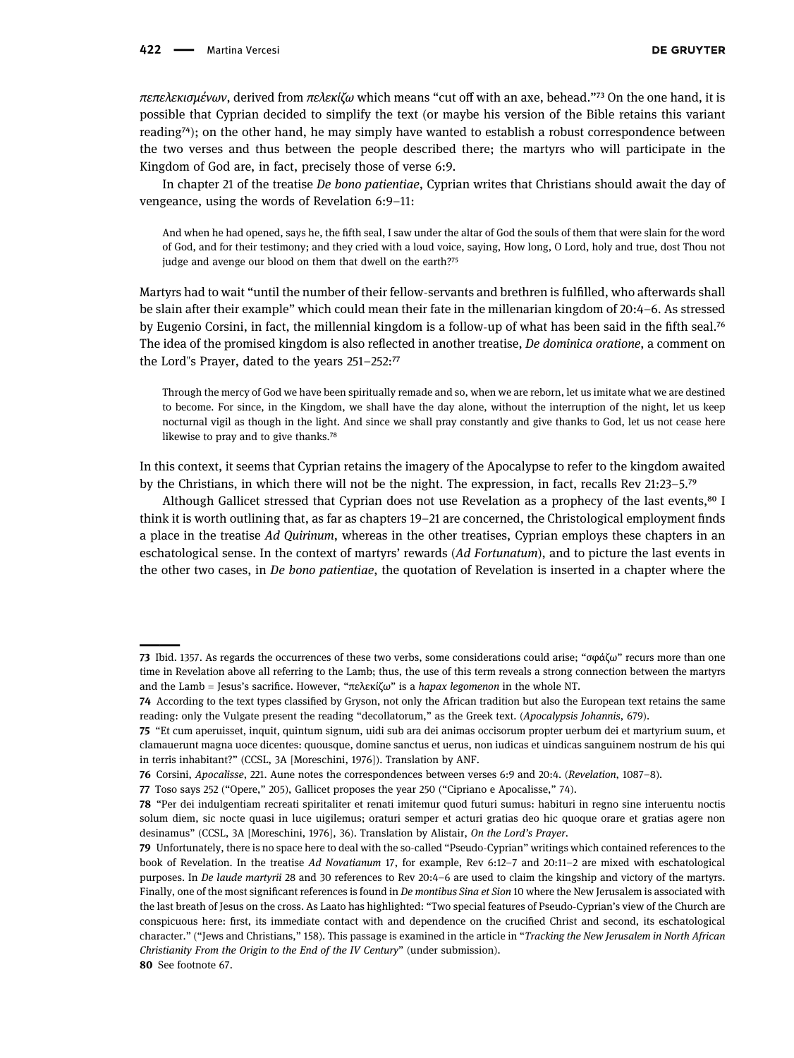*πεπελεκισμένων*, derived from *πελεκίζω* which means "cut off with an axe, behead."[73] On the one hand, it is possible that Cyprian decided to simplify the text (or maybe his version of the Bible retains this variant reading[74]); on the other hand, he may simply have wanted to establish a robust correspondence between the two verses and thus between the people described there; the martyrs who will participate in the Kingdom of God are, in fact, precisely those of verse 6:9.

In chapter 21 of the treatise *De bono patientiae*, Cyprian writes that Christians should await the day of vengeance, using the words of Revelation 6:9–11:

> And when he had opened, says he, the fifth seal, I saw under the altar of God the souls of them that were slain for the word of God, and for their testimony; and they cried with a loud voice, saying, How long, O Lord, holy and true, dost Thou not judge and avenge our blood on them that dwell on the earth?[75]

Martyrs had to wait "until the number of their fellow-servants and brethren is fulfilled, who afterwards shall be slain after their example" which could mean their fate in the millenarian kingdom of 20:4–6. As stressed by Eugenio Corsini, in fact, the millennial kingdom is a follow-up of what has been said in the fifth seal.[76] The idea of the promised kingdom is also reflected in another treatise, *De dominica oratione*, a comment on the Lord"s Prayer, dated to the years 251–252:[77]

> Through the mercy of God we have been spiritually remade and so, when we are reborn, let us imitate what we are destined to become. For since, in the Kingdom, we shall have the day alone, without the interruption of the night, let us keep nocturnal vigil as though in the light. And since we shall pray constantly and give thanks to God, let us not cease here likewise to pray and to give thanks.[78]

In this context, it seems that Cyprian retains the imagery of the Apocalypse to refer to the kingdom awaited by the Christians, in which there will not be the night. The expression, in fact, recalls Rev 21:23–5.[79]

Although Gallicet stressed that Cyprian does not use Revelation as a prophecy of the last events,[80] I think it is worth outlining that, as far as chapters 19–21 are concerned, the Christological employment finds a place in the treatise *Ad Quirinum*, whereas in the other treatises, Cyprian employs these chapters in an eschatological sense. In the context of martyrs' rewards (*Ad Fortunatum*), and to picture the last events in the other two cases, in *De bono patientiae*, the quotation of Revelation is inserted in a chapter where the

---

73 Ibid. 1357. As regards the occurrences of these two verbs, some considerations could arise; "σφάζω" recurs more than one time in Revelation above all referring to the Lamb; thus, the use of this term reveals a strong connection between the martyrs and the Lamb = Jesus's sacrifice. However, "πελεκίζω" is a *hapax legomenon* in the whole NT.

74 According to the text types classified by Gryson, not only the African tradition but also the European text retains the same reading: only the Vulgate present the reading "decollatorum," as the Greek text. (*Apocalypsis Johannis*, 679).

75 "Et cum aperuisset, inquit, quintum signum, uidi sub ara dei animas occisorum propter uerbum dei et martyrium suum, et clamauerunt magna uoce dicentes: quousque, domine sanctus et uerus, non iudicas et uindicas sanguinem nostrum de his qui in terris inhabitant?" (CCSL, 3A [Moreschini, 1976]). Translation by ANF.

76 Corsini, *Apocalisse*, 221. Aune notes the correspondences between verses 6:9 and 20:4. (*Revelation*, 1087–8).

77 Toso says 252 ("Opere," 205), Gallicet proposes the year 250 ("Cipriano e Apocalisse," 74).

78 "Per dei indulgentiam recreati spiritaliter et renati imitemur quod futuri sumus: habituri in regno sine interuentu noctis solum diem, sic nocte quasi in luce uigilemus; oraturi semper et acturi gratias deo hic quoque orare et gratias agere non desinamus" (CCSL, 3A [Moreschini, 1976], 36). Translation by Alistair, *On the Lord's Prayer*.

79 Unfortunately, there is no space here to deal with the so-called "Pseudo-Cyprian" writings which contained references to the book of Revelation. In the treatise *Ad Novatianum* 17, for example, Rev 6:12–7 and 20:11–2 are mixed with eschatological purposes. In *De laude martyrii* 28 and 30 references to Rev 20:4–6 are used to claim the kingship and victory of the martyrs. Finally, one of the most significant references is found in *De montibus Sina et Sion* 10 where the New Jerusalem is associated with the last breath of Jesus on the cross. As Laato has highlighted: "Two special features of Pseudo-Cyprian's view of the Church are conspicuous here: first, its immediate contact with and dependence on the crucified Christ and second, its eschatological character." ("Jews and Christians," 158). This passage is examined in the article in "*Tracking the New Jerusalem in North African Christianity From the Origin to the End of the IV Century*" (under submission).

80 See footnote 67.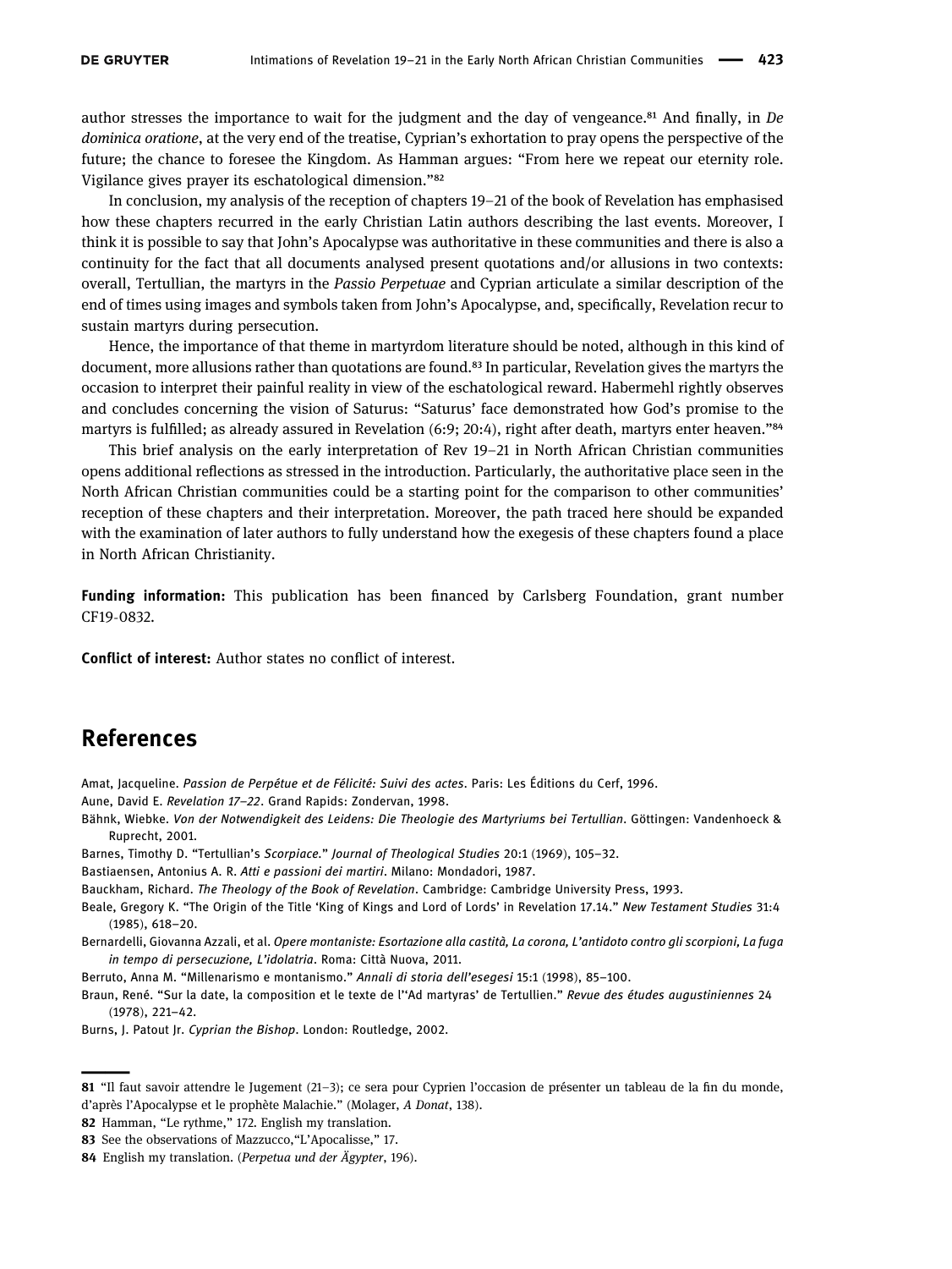author stresses the importance to wait for the judgment and the day of vengeance.[81] And finally, in *De dominica oratione*, at the very end of the treatise, Cyprian's exhortation to pray opens the perspective of the future; the chance to foresee the Kingdom. As Hamman argues: "From here we repeat our eternity role. Vigilance gives prayer its eschatological dimension."[82]

In conclusion, my analysis of the reception of chapters 19–21 of the book of Revelation has emphasised how these chapters recurred in the early Christian Latin authors describing the last events. Moreover, I think it is possible to say that John's Apocalypse was authoritative in these communities and there is also a continuity for the fact that all documents analysed present quotations and/or allusions in two contexts: overall, Tertullian, the martyrs in the *Passio Perpetuae* and Cyprian articulate a similar description of the end of times using images and symbols taken from John's Apocalypse, and, specifically, Revelation recur to sustain martyrs during persecution.

Hence, the importance of that theme in martyrdom literature should be noted, although in this kind of document, more allusions rather than quotations are found.[83] In particular, Revelation gives the martyrs the occasion to interpret their painful reality in view of the eschatological reward. Habermehl rightly observes and concludes concerning the vision of Saturus: "Saturus' face demonstrated how God's promise to the martyrs is fulfilled; as already assured in Revelation (6:9; 20:4), right after death, martyrs enter heaven."[84]

This brief analysis on the early interpretation of Rev 19–21 in North African Christian communities opens additional reflections as stressed in the introduction. Particularly, the authoritative place seen in the North African Christian communities could be a starting point for the comparison to other communities' reception of these chapters and their interpretation. Moreover, the path traced here should be expanded with the examination of later authors to fully understand how the exegesis of these chapters found a place in North African Christianity.

**Funding information:** This publication has been financed by Carlsberg Foundation, grant number CF19-0832.

**Conflict of interest:** Author states no conflict of interest.

# References

Amat, Jacqueline. *Passion de Perpétue et de Félicité: Suivi des actes*. Paris: Les Éditions du Cerf, 1996.

Aune, David E. *Revelation 17–22*. Grand Rapids: Zondervan, 1998.

Bähnk, Wiebke. *Von der Notwendigkeit des Leidens: Die Theologie des Martyriums bei Tertullian*. Göttingen: Vandenhoeck & Ruprecht, 2001.

Barnes, Timothy D. "Tertullian's *Scorpiace*." *Journal of Theological Studies* 20:1 (1969), 105–32.

Bastiaensen, Antonius A. R. *Atti e passioni dei martiri*. Milano: Mondadori, 1987.

Bauckham, Richard. *The Theology of the Book of Revelation*. Cambridge: Cambridge University Press, 1993.

Beale, Gregory K. "The Origin of the Title 'King of Kings and Lord of Lords' in Revelation 17.14." *New Testament Studies* 31:4 (1985), 618–20.

Bernardelli, Giovanna Azzali, et al. *Opere montaniste: Esortazione alla castità, La corona, L'antidoto contro gli scorpioni, La fuga in tempo di persecuzione, L'idolatria*. Roma: Città Nuova, 2011.

Berruto, Anna M. "Millenarismo e montanismo." *Annali di storia dell'esegesi* 15:1 (1998), 85–100.

Braun, René. "Sur la date, la composition et le texte de l'"Ad martyras' de Tertullien." *Revue des études augustiniennes* 24 (1978), 221–42.

Burns, J. Patout Jr. *Cyprian the Bishop*. London: Routledge, 2002.

---

81 "Il faut savoir attendre le Jugement (21–3); ce sera pour Cyprien l'occasion de présenter un tableau de la fin du monde, d'après l'Apocalypse et le prophète Malachie." (Molager, *A Donat*, 138).

82 Hamman, "Le rythme," 172. English my translation.

83 See the observations of Mazzucco,"L'Apocalisse," 17.

84 English my translation. (*Perpetua und der Ägypter*, 196).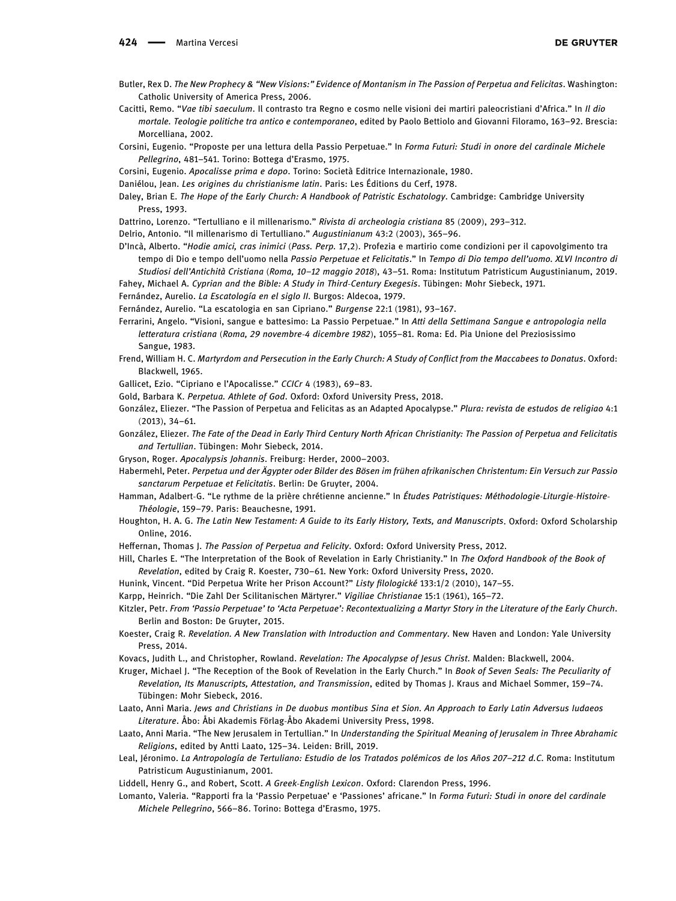Butler, Rex D. *The New Prophecy & "New Visions:" Evidence of Montanism in The Passion of Perpetua and Felicitas*. Washington: Catholic University of America Press, 2006.

Cacitti, Remo. "*Vae tibi saeculum*. Il contrasto tra Regno e cosmo nelle visioni dei martiri paleocristiani d'Africa." In *Il dio mortale. Teologie politiche tra antico e contemporaneo*, edited by Paolo Bettiolo and Giovanni Filoramo, 163–92. Brescia: Morcelliana, 2002.

Corsini, Eugenio. "Proposte per una lettura della Passio Perpetuae." In *Forma Futuri: Studi in onore del cardinale Michele Pellegrino*, 481–541. Torino: Bottega d'Erasmo, 1975.

Corsini, Eugenio. *Apocalisse prima e dopo*. Torino: Società Editrice Internazionale, 1980.

Daniélou, Jean. *Les origines du christianisme latin*. Paris: Les Éditions du Cerf, 1978.

Daley, Brian E. *The Hope of the Early Church: A Handbook of Patristic Eschatology*. Cambridge: Cambridge University Press, 1993.

Dattrino, Lorenzo. "Tertulliano e il millenarismo." *Rivista di archeologia cristiana* 85 (2009), 293–312.

Delrio, Antonio. "Il millenarismo di Tertulliano." *Augustinianum* 43:2 (2003), 365–96.

D'Incà, Alberto. "*Hodie amici, cras inimici* (*Pass. Perp.* 17,2). Profezia e martirio come condizioni per il capovolgimento tra tempo di Dio e tempo dell'uomo nella *Passio Perpetuae et Felicitatis*." In *Tempo di Dio tempo dell'uomo. XLVI Incontro di Studiosi dell'Antichità Cristiana* (*Roma, 10–12 maggio 2018*), 43–51. Roma: Institutum Patristicum Augustinianum, 2019.

Fahey, Michael A. *Cyprian and the Bible: A Study in Third-Century Exegesis*. Tübingen: Mohr Siebeck, 1971.

Fernández, Aurelio. *La Escatología en el siglo II*. Burgos: Aldecoa, 1979.

Fernández, Aurelio. "La escatologia en san Cipriano." *Burgense* 22:1 (1981), 93–167.

Ferrarini, Angelo. "Visioni, sangue e battesimo: La Passio Perpetuae." In *Atti della Settimana Sangue e antropologia nella letteratura cristiana* (*Roma, 29 novembre-4 dicembre 1982*), 1055–81. Roma: Ed. Pia Unione del Preziosissimo Sangue, 1983.

Frend, William H. C. *Martyrdom and Persecution in the Early Church: A Study of Conflict from the Maccabees to Donatus*. Oxford: Blackwell, 1965.

Gallicet, Ezio. "Cipriano e l'Apocalisse." *CCICr* 4 (1983), 69–83.

Gold, Barbara K. *Perpetua. Athlete of God*. Oxford: Oxford University Press, 2018.

González, Eliezer. "The Passion of Perpetua and Felicitas as an Adapted Apocalypse." *Plura: revista de estudos de religiao* 4:1 (2013), 34–61.

González, Eliezer. *The Fate of the Dead in Early Third Century North African Christianity: The Passion of Perpetua and Felicitatis and Tertullian*. Tübingen: Mohr Siebeck, 2014.

Gryson, Roger. *Apocalypsis Johannis*. Freiburg: Herder, 2000–2003.

Habermehl, Peter. *Perpetua und der Ägypter oder Bilder des Bösen im frühen afrikanischen Christentum: Ein Versuch zur Passio sanctarum Perpetuae et Felicitatis*. Berlin: De Gruyter, 2004.

Hamman, Adalbert-G. "Le rythme de la prière chrétienne ancienne." In *Études Patristiques: Méthodologie-Liturgie-Histoire-Théologie*, 159–79. Paris: Beauchesne, 1991.

Houghton, H. A. G. *The Latin New Testament: A Guide to its Early History, Texts, and Manuscripts*. Oxford: Oxford Scholarship Online, 2016.

Heffernan, Thomas J. *The Passion of Perpetua and Felicity*. Oxford: Oxford University Press, 2012.

Hill, Charles E. "The Interpretation of the Book of Revelation in Early Christianity." In *The Oxford Handbook of the Book of Revelation*, edited by Craig R. Koester, 730–61. New York: Oxford University Press, 2020.

Hunink, Vincent. "Did Perpetua Write her Prison Account?" *Listy filologické* 133:1/2 (2010), 147–55.

Karpp, Heinrich. "Die Zahl Der Scilitanischen Märtyrer." *Vigiliae Christianae* 15:1 (1961), 165–72.

Kitzler, Petr. *From 'Passio Perpetuae' to 'Acta Perpetuae': Recontextualizing a Martyr Story in the Literature of the Early Church*. Berlin and Boston: De Gruyter, 2015.

Koester, Craig R. *Revelation. A New Translation with Introduction and Commentary*. New Haven and London: Yale University Press, 2014.

Kovacs, Judith L., and Christopher, Rowland. *Revelation: The Apocalypse of Jesus Christ*. Malden: Blackwell, 2004.

Kruger, Michael J. "The Reception of the Book of Revelation in the Early Church." In *Book of Seven Seals: The Peculiarity of Revelation, Its Manuscripts, Attestation, and Transmission*, edited by Thomas J. Kraus and Michael Sommer, 159–74. Tübingen: Mohr Siebeck, 2016.

Laato, Anni Maria. *Jews and Christians in De duobus montibus Sina et Sion. An Approach to Early Latin Adversus Iudaeos Literature*. Åbo: Åbi Akademis Förlag-Åbo Akademi University Press, 1998.

Laato, Anni Maria. "The New Jerusalem in Tertullian." In *Understanding the Spiritual Meaning of Jerusalem in Three Abrahamic Religions*, edited by Antti Laato, 125–34. Leiden: Brill, 2019.

Leal, Jéronimo. *La Antropología de Tertuliano: Estudio de los Tratados polémicos de los Años 207–212 d.C*. Roma: Institutum Patristicum Augustinianum, 2001.

Liddell, Henry G., and Robert, Scott. *A Greek-English Lexicon*. Oxford: Clarendon Press, 1996.

Lomanto, Valeria. "Rapporti fra la 'Passio Perpetuae' e 'Passiones' africane." In *Forma Futuri: Studi in onore del cardinale Michele Pellegrino*, 566–86. Torino: Bottega d'Erasmo, 1975.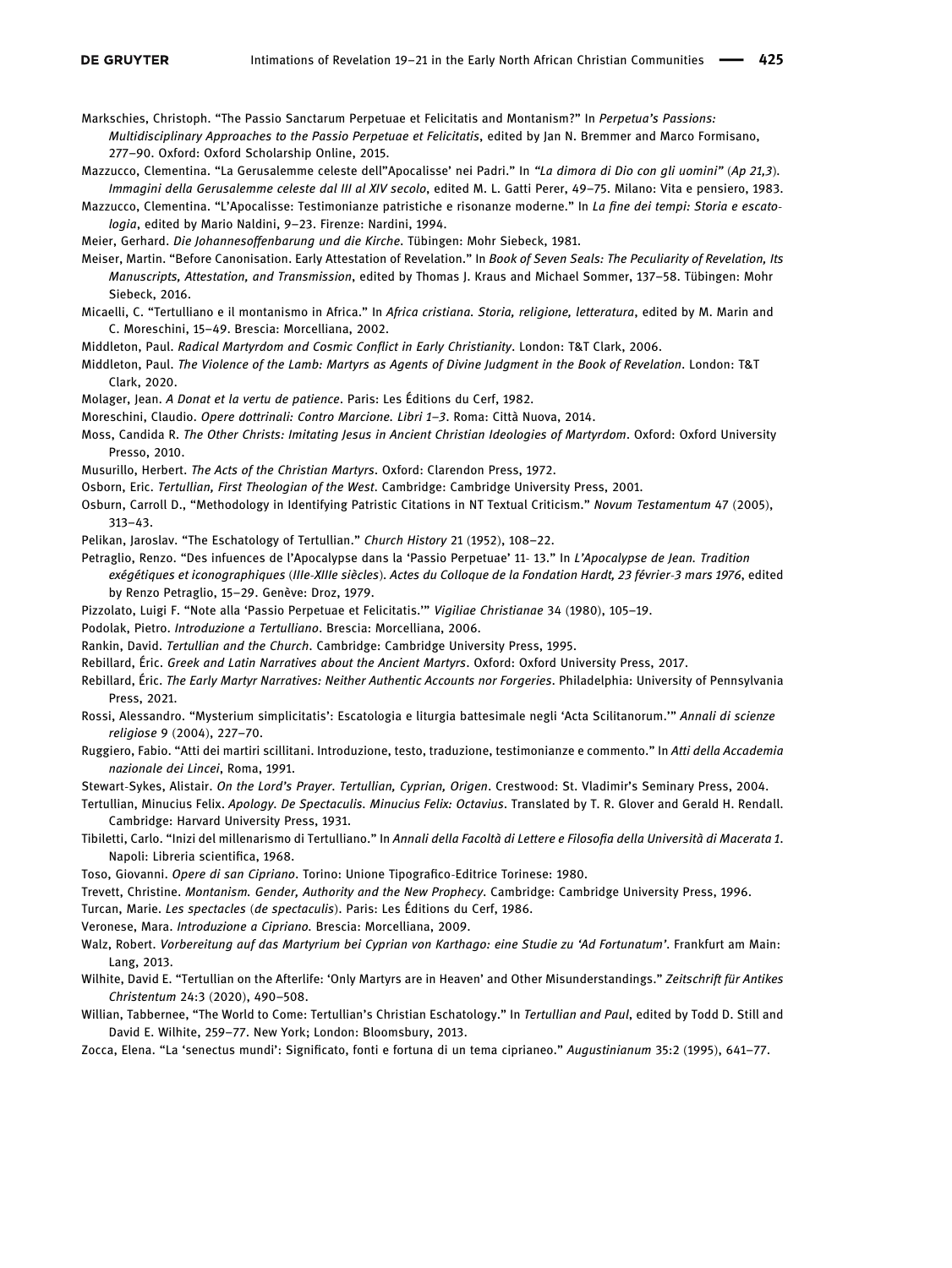Markschies, Christoph. "The Passio Sanctarum Perpetuae et Felicitatis and Montanism?" In *Perpetua's Passions: Multidisciplinary Approaches to the Passio Perpetuae et Felicitatis*, edited by Jan N. Bremmer and Marco Formisano, 277–90. Oxford: Oxford Scholarship Online, 2015.

Mazzucco, Clementina. "La Gerusalemme celeste dell"Apocalisse' nei Padri." In *"La dimora di Dio con gli uomini"* (*Ap 21,3*). *Immagini della Gerusalemme celeste dal III al XIV secolo*, edited M. L. Gatti Perer, 49–75. Milano: Vita e pensiero, 1983.

Mazzucco, Clementina. "L'Apocalisse: Testimonianze patristiche e risonanze moderne." In *La fine dei tempi: Storia e escatologia*, edited by Mario Naldini, 9–23. Firenze: Nardini, 1994.

Meier, Gerhard. *Die Johannesoffenbarung und die Kirche*. Tübingen: Mohr Siebeck, 1981.

Meiser, Martin. "Before Canonisation. Early Attestation of Revelation." In *Book of Seven Seals: The Peculiarity of Revelation, Its Manuscripts, Attestation, and Transmission*, edited by Thomas J. Kraus and Michael Sommer, 137–58. Tübingen: Mohr Siebeck, 2016.

Micaelli, C. "Tertulliano e il montanismo in Africa." In *Africa cristiana. Storia, religione, letteratura*, edited by M. Marin and C. Moreschini, 15–49. Brescia: Morcelliana, 2002.

Middleton, Paul. *Radical Martyrdom and Cosmic Conflict in Early Christianity*. London: T&T Clark, 2006.

Middleton, Paul. *The Violence of the Lamb: Martyrs as Agents of Divine Judgment in the Book of Revelation*. London: T&T Clark, 2020.

Molager, Jean. *A Donat et la vertu de patience*. Paris: Les Éditions du Cerf, 1982.

Moreschini, Claudio. *Opere dottrinali: Contro Marcione. Libri 1–3*. Roma: Città Nuova, 2014.

Moss, Candida R. *The Other Christs: Imitating Jesus in Ancient Christian Ideologies of Martyrdom*. Oxford: Oxford University Presso, 2010.

Musurillo, Herbert. *The Acts of the Christian Martyrs*. Oxford: Clarendon Press, 1972.

Osborn, Eric. *Tertullian, First Theologian of the West*. Cambridge: Cambridge University Press, 2001.

Osburn, Carroll D., "Methodology in Identifying Patristic Citations in NT Textual Criticism." *Novum Testamentum* 47 (2005), 313–43.

Pelikan, Jaroslav. "The Eschatology of Tertullian." *Church History* 21 (1952), 108–22.

Petraglio, Renzo. "Des infuences de l'Apocalypse dans la 'Passio Perpetuae' 11- 13." In *L'Apocalypse de Jean. Tradition exégétiques et iconographiques* (*IIIe-XIIIe siècles*). *Actes du Colloque de la Fondation Hardt, 23 février-3 mars 1976*, edited by Renzo Petraglio, 15–29. Genève: Droz, 1979.

Pizzolato, Luigi F. "Note alla 'Passio Perpetuae et Felicitatis.'" *Vigiliae Christianae* 34 (1980), 105–19.

Podolak, Pietro. *Introduzione a Tertulliano*. Brescia: Morcelliana, 2006.

Rankin, David. *Tertullian and the Church*. Cambridge: Cambridge University Press, 1995.

Rebillard, Éric. *Greek and Latin Narratives about the Ancient Martyrs*. Oxford: Oxford University Press, 2017.

Rebillard, Éric. *The Early Martyr Narratives: Neither Authentic Accounts nor Forgeries*. Philadelphia: University of Pennsylvania Press, 2021.

Rossi, Alessandro. "Mysterium simplicitatis': Escatologia e liturgia battesimale negli 'Acta Scilitanorum.'" *Annali di scienze religiose* 9 (2004), 227–70.

Ruggiero, Fabio. "Atti dei martiri scillitani. Introduzione, testo, traduzione, testimonianze e commento." In *Atti della Accademia nazionale dei Lincei*, Roma, 1991.

Stewart-Sykes, Alistair. *On the Lord's Prayer. Tertullian, Cyprian, Origen*. Crestwood: St. Vladimir's Seminary Press, 2004.

Tertullian, Minucius Felix. *Apology. De Spectaculis. Minucius Felix: Octavius*. Translated by T. R. Glover and Gerald H. Rendall. Cambridge: Harvard University Press, 1931.

Tibiletti, Carlo. "Inizi del millenarismo di Tertulliano." In *Annali della Facoltà di Lettere e Filosofia della Università di Macerata 1*. Napoli: Libreria scientifica, 1968.

Toso, Giovanni. *Opere di san Cipriano*. Torino: Unione Tipografico-Editrice Torinese: 1980.

Trevett, Christine. *Montanism. Gender, Authority and the New Prophecy*. Cambridge: Cambridge University Press, 1996.

Turcan, Marie. *Les spectacles* (*de spectaculis*). Paris: Les Éditions du Cerf, 1986.

Veronese, Mara. *Introduzione a Cipriano*. Brescia: Morcelliana, 2009.

Walz, Robert. *Vorbereitung auf das Martyrium bei Cyprian von Karthago: eine Studie zu 'Ad Fortunatum'*. Frankfurt am Main: Lang, 2013.

Wilhite, David E. "Tertullian on the Afterlife: 'Only Martyrs are in Heaven' and Other Misunderstandings." *Zeitschrift für Antikes Christentum* 24:3 (2020), 490–508.

Willian, Tabbernee, "The World to Come: Tertullian's Christian Eschatology." In *Tertullian and Paul*, edited by Todd D. Still and David E. Wilhite, 259–77. New York; London: Bloomsbury, 2013.

Zocca, Elena. "La 'senectus mundi': Significato, fonti e fortuna di un tema ciprianeo." *Augustinianum* 35:2 (1995), 641–77.